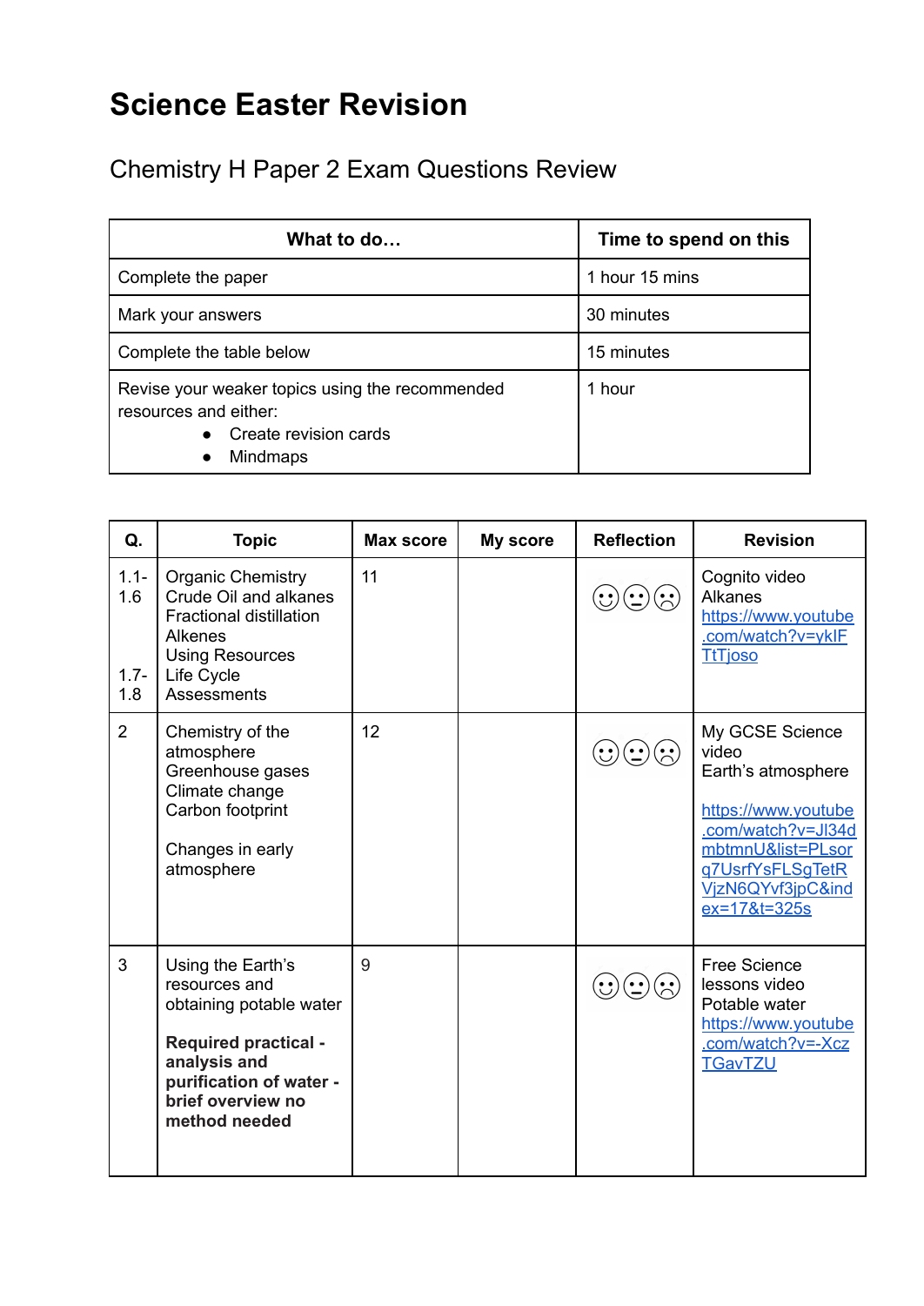# Science Easter Revision

## Chemistry H Paper 2 Exam Questions Review

| What to do… | Time to spend on this |
|---|---|
| Complete the paper | 1 hour 15 mins |
| Mark your answers | 30 minutes |
| Complete the table below | 15 minutes |
| Revise your weaker topics using the recommended resources and either:<br>• Create revision cards<br>• Mindmaps | 1 hour |

| Q. | Topic | Max score | My score | Reflection | Revision |
|---|---|---|---|---|---|
| 1.1-1.6<br><br>1.7-1.8 | Organic Chemistry<br>Crude Oil and alkanes<br>Fractional distillation<br>Alkenes<br>Using Resources<br>Life Cycle Assessments | 11 | | ☺ 😐 ☹ | Cognito video<br>Alkanes<br>https://www.youtube.com/watch?v=ykIFTtTjoso |
| 2 | Chemistry of the atmosphere<br>Greenhouse gases<br>Climate change<br>Carbon footprint<br><br>Changes in early atmosphere | 12 | | ☺ 😐 ☹ | My GCSE Science video<br>Earth's atmosphere<br><br>https://www.youtube.com/watch?v=Jl34dmbtmnU&list=PLsorq7UsrfYsFLSgTetRVjzN6QYvf3jpC&index=17&t=325s |
| 3 | Using the Earth's resources and obtaining potable water<br><br>**Required practical - analysis and purification of water - brief overview no method needed** | 9 | | ☺ 😐 ☹ | Free Science lessons video<br>Potable water<br>https://www.youtube.com/watch?v=-XczTGavTZU |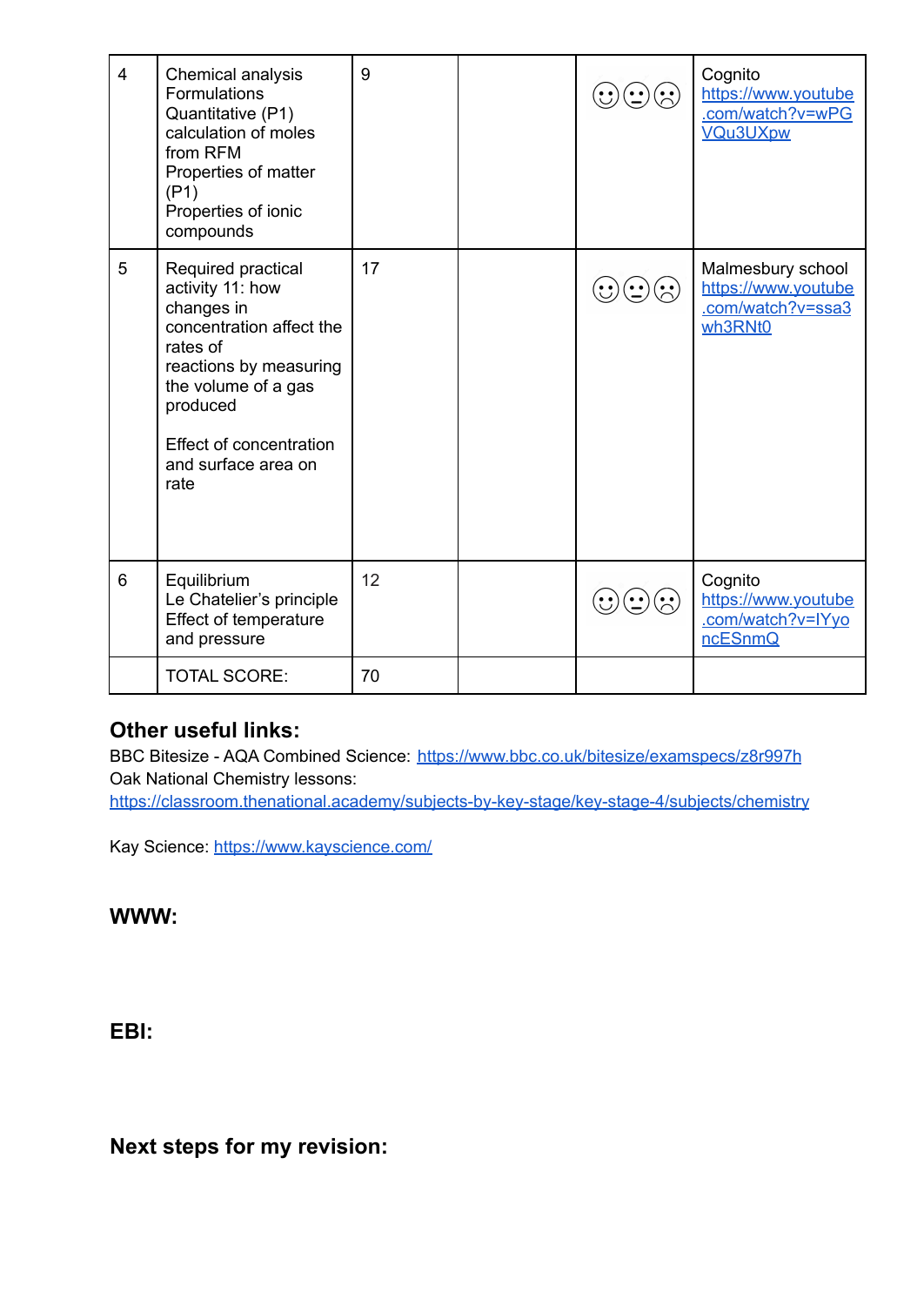| | | | | | |
|---|---|---|---|---|---|
| 4 | Chemical analysis<br>Formulations<br>Quantitative (P1)<br>calculation of moles from RFM<br>Properties of matter (P1)<br>Properties of ionic compounds | 9 | | ☺😐☹ | Cognito<br>https://www.youtube.com/watch?v=wPGVQu3UXpw |
| 5 | Required practical activity 11: how changes in concentration affect the rates of reactions by measuring the volume of a gas produced<br><br>Effect of concentration and surface area on rate | 17 | | ☺😐☹ | Malmesbury school<br>https://www.youtube.com/watch?v=ssa3wh3RNt0 |
| 6 | Equilibrium<br>Le Chatelier's principle<br>Effect of temperature and pressure | 12 | | ☺😐☹ | Cognito<br>https://www.youtube.com/watch?v=lYyoncESnmQ |
| | TOTAL SCORE: | 70 | | | |

## Other useful links:

BBC Bitesize - AQA Combined Science: https://www.bbc.co.uk/bitesize/examspecs/z8r997h
Oak National Chemistry lessons:
https://classroom.thenational.academy/subjects-by-key-stage/key-stage-4/subjects/chemistry

Kay Science: https://www.kayscience.com/

## WWW:

## EBI:

## Next steps for my revision: